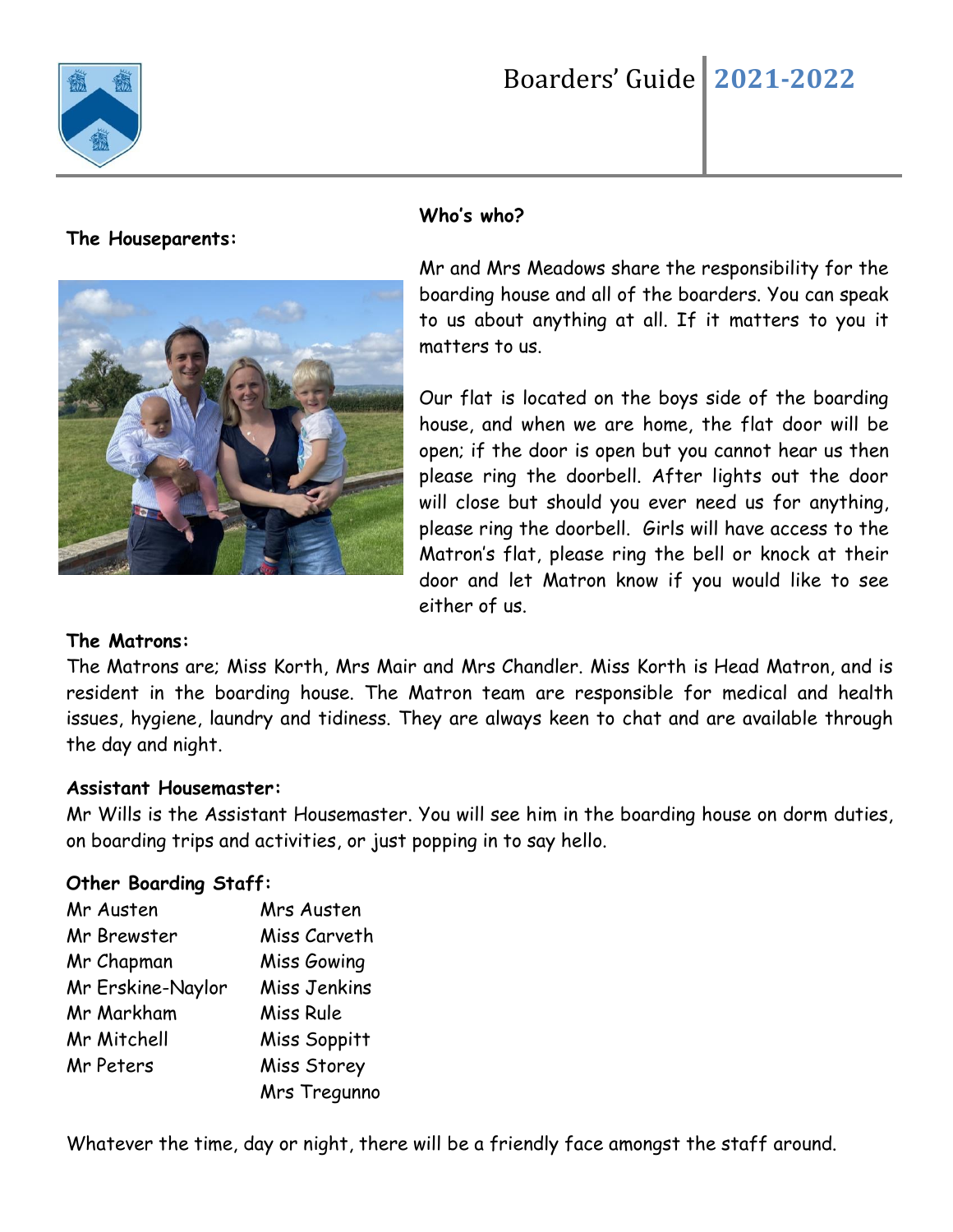# Boarders' Guide 2021-2022

**The Houseparents:**

**Who's who?**

Mr and Mrs Meadows share the responsibility for the boarding house and all of the boarders. You can speak to us about anything at all. If it matters to you it matters to us.

Our flat is located on the boys side of the boarding house, and when we are home, the flat door will be open; if the door is open but you cannot hear us then please ring the doorbell. After lights out the door will close but should you ever need us for anything, please ring the doorbell. Girls will have access to the Matron's flat, please ring the bell or knock at their door and let Matron know if you would like to see either of us.

**The Matrons:**

The Matrons are; Miss Korth, Mrs Mair and Mrs Chandler. Miss Korth is Head Matron, and is resident in the boarding house. The Matron team are responsible for medical and health issues, hygiene, laundry and tidiness. They are always keen to chat and are available through the day and night.

**Assistant Housemaster:**

Mr Wills is the Assistant Housemaster. You will see him in the boarding house on dorm duties, on boarding trips and activities, or just popping in to say hello.

**Other Boarding Staff:**

| | |
|---|---|
| Mr Austen | Mrs Austen |
| Mr Brewster | Miss Carveth |
| Mr Chapman | Miss Gowing |
| Mr Erskine-Naylor | Miss Jenkins |
| Mr Markham | Miss Rule |
| Mr Mitchell | Miss Soppitt |
| Mr Peters | Miss Storey |
| | Mrs Tregunno |

Whatever the time, day or night, there will be a friendly face amongst the staff around.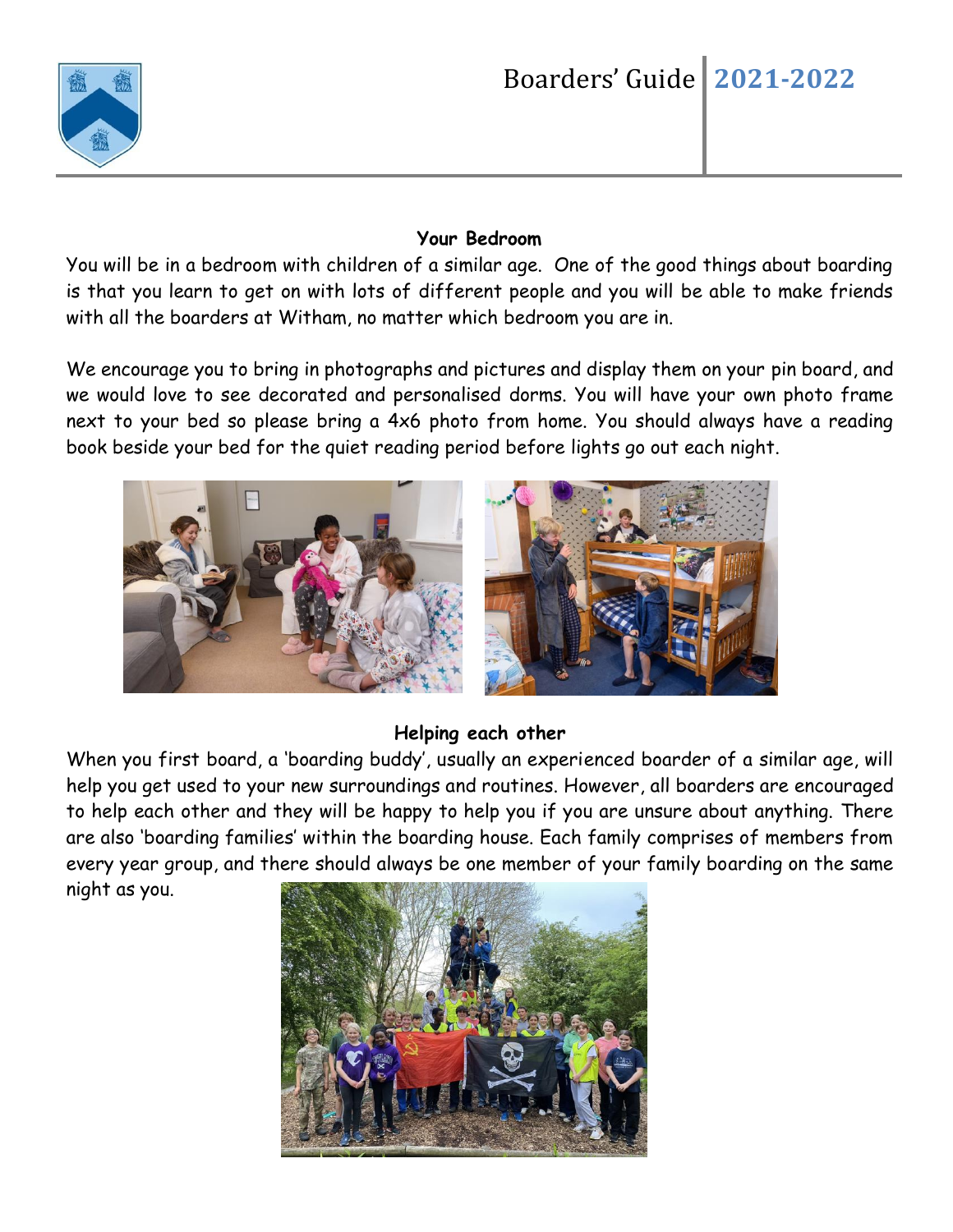### Your Bedroom

You will be in a bedroom with children of a similar age. One of the good things about boarding is that you learn to get on with lots of different people and you will be able to make friends with all the boarders at Witham, no matter which bedroom you are in.

We encourage you to bring in photographs and pictures and display them on your pin board, and we would love to see decorated and personalised dorms. You will have your own photo frame next to your bed so please bring a 4x6 photo from home. You should always have a reading book beside your bed for the quiet reading period before lights go out each night.

### Helping each other

When you first board, a 'boarding buddy', usually an experienced boarder of a similar age, will help you get used to your new surroundings and routines. However, all boarders are encouraged to help each other and they will be happy to help you if you are unsure about anything. There are also 'boarding families' within the boarding house. Each family comprises of members from every year group, and there should always be one member of your family boarding on the same night as you.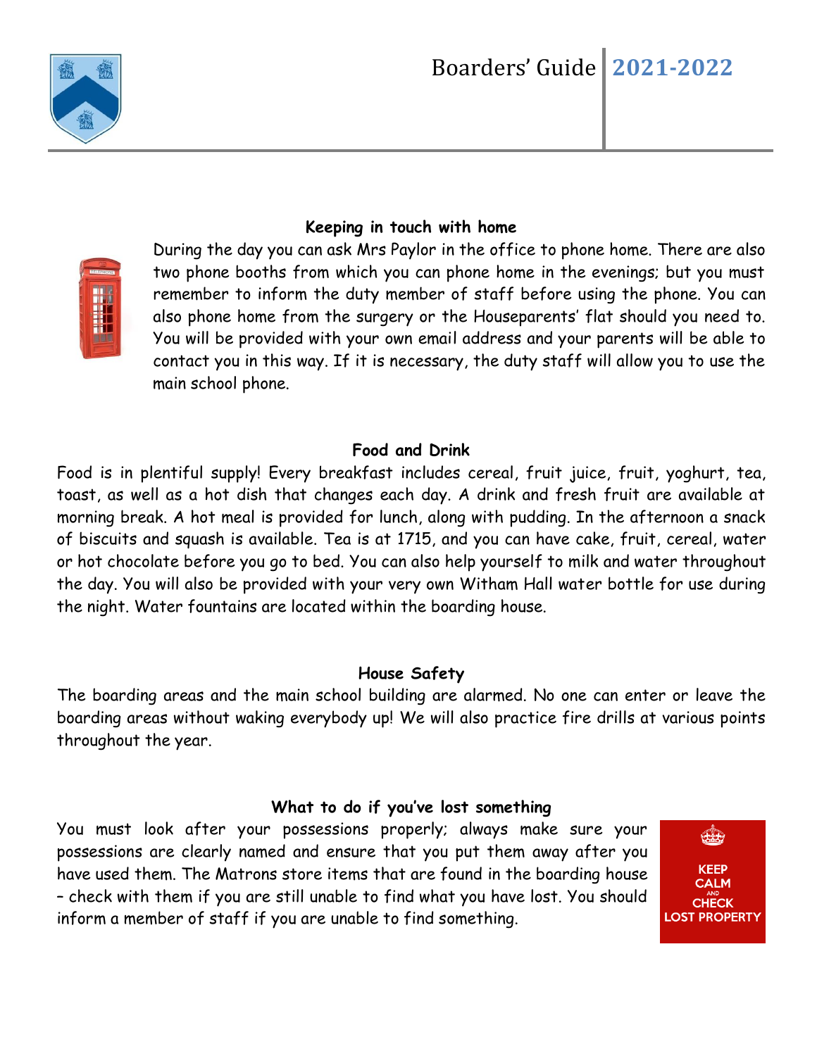## Keeping in touch with home

During the day you can ask Mrs Paylor in the office to phone home. There are also two phone booths from which you can phone home in the evenings; but you must remember to inform the duty member of staff before using the phone. You can also phone home from the surgery or the Houseparents' flat should you need to. You will be provided with your own email address and your parents will be able to contact you in this way. If it is necessary, the duty staff will allow you to use the main school phone.

## Food and Drink

Food is in plentiful supply! Every breakfast includes cereal, fruit juice, fruit, yoghurt, tea, toast, as well as a hot dish that changes each day. A drink and fresh fruit are available at morning break. A hot meal is provided for lunch, along with pudding. In the afternoon a snack of biscuits and squash is available. Tea is at 1715, and you can have cake, fruit, cereal, water or hot chocolate before you go to bed. You can also help yourself to milk and water throughout the day. You will also be provided with your very own Witham Hall water bottle for use during the night. Water fountains are located within the boarding house.

## House Safety

The boarding areas and the main school building are alarmed. No one can enter or leave the boarding areas without waking everybody up! We will also practice fire drills at various points throughout the year.

## What to do if you've lost something

You must look after your possessions properly; always make sure your possessions are clearly named and ensure that you put them away after you have used them. The Matrons store items that are found in the boarding house – check with them if you are still unable to find what you have lost. You should inform a member of staff if you are unable to find something.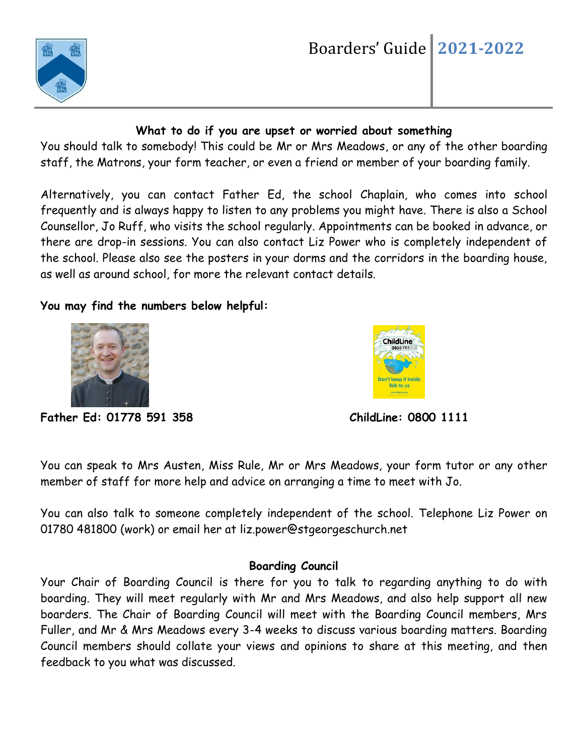### What to do if you are upset or worried about something

You should talk to somebody! This could be Mr or Mrs Meadows, or any of the other boarding staff, the Matrons, your form teacher, or even a friend or member of your boarding family.

Alternatively, you can contact Father Ed, the school Chaplain, who comes into school frequently and is always happy to listen to any problems you might have. There is also a School Counsellor, Jo Ruff, who visits the school regularly. Appointments can be booked in advance, or there are drop-in sessions. You can also contact Liz Power who is completely independent of the school. Please also see the posters in your dorms and the corridors in the boarding house, as well as around school, for more the relevant contact details.

**You may find the numbers below helpful:**

**Father Ed: 01778 591 358**

**ChildLine: 0800 1111**

You can speak to Mrs Austen, Miss Rule, Mr or Mrs Meadows, your form tutor or any other member of staff for more help and advice on arranging a time to meet with Jo.

You can also talk to someone completely independent of the school. Telephone Liz Power on 01780 481800 (work) or email her at liz.power@stgeorgeschurch.net

### Boarding Council

Your Chair of Boarding Council is there for you to talk to regarding anything to do with boarding. They will meet regularly with Mr and Mrs Meadows, and also help support all new boarders. The Chair of Boarding Council will meet with the Boarding Council members, Mrs Fuller, and Mr & Mrs Meadows every 3-4 weeks to discuss various boarding matters. Boarding Council members should collate your views and opinions to share at this meeting, and then feedback to you what was discussed.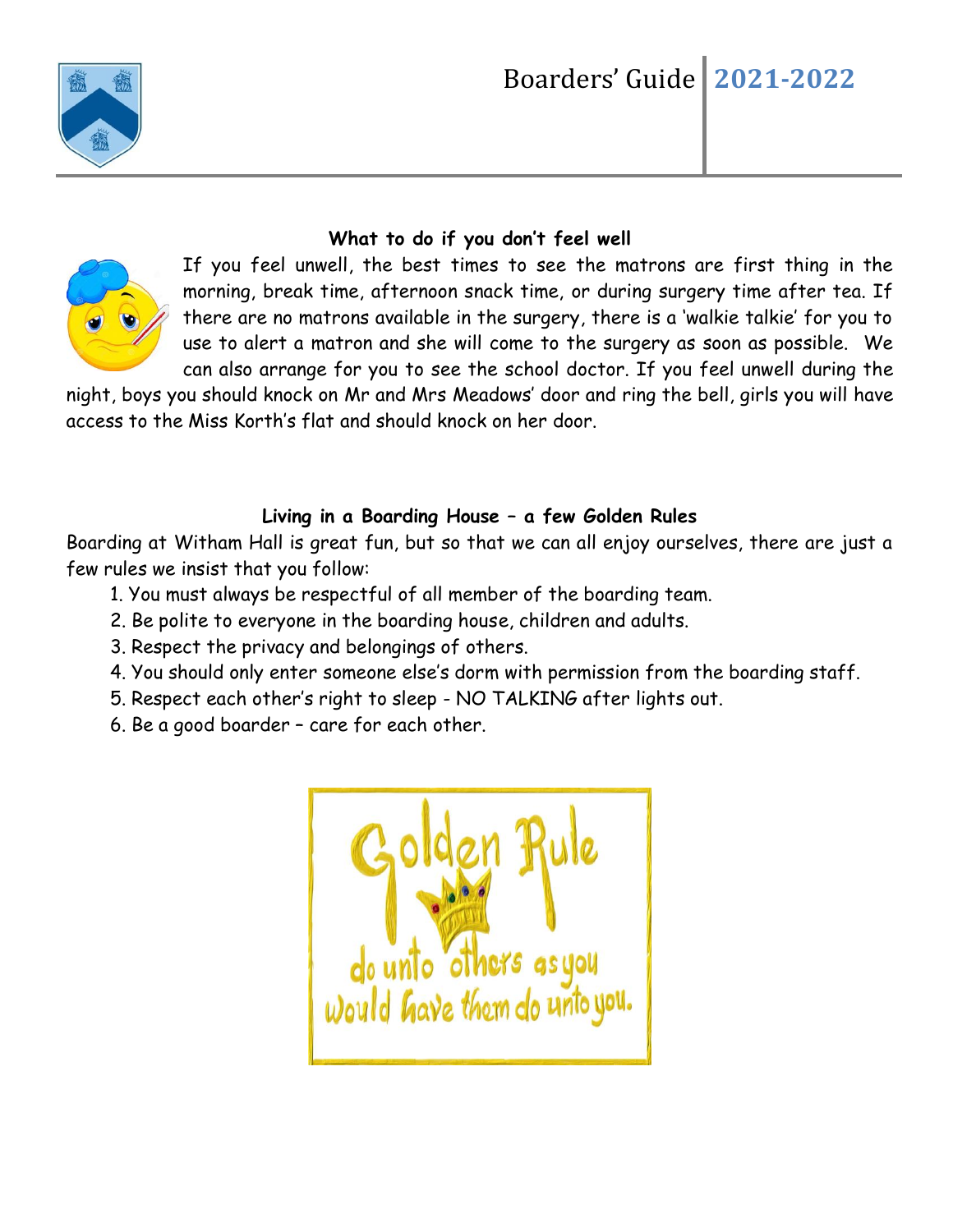### What to do if you don't feel well

If you feel unwell, the best times to see the matrons are first thing in the morning, break time, afternoon snack time, or during surgery time after tea. If there are no matrons available in the surgery, there is a 'walkie talkie' for you to use to alert a matron and she will come to the surgery as soon as possible. We can also arrange for you to see the school doctor. If you feel unwell during the night, boys you should knock on Mr and Mrs Meadows' door and ring the bell, girls you will have access to the Miss Korth's flat and should knock on her door.

### Living in a Boarding House – a few Golden Rules

Boarding at Witham Hall is great fun, but so that we can all enjoy ourselves, there are just a few rules we insist that you follow:

1. You must always be respectful of all member of the boarding team.
2. Be polite to everyone in the boarding house, children and adults.
3. Respect the privacy and belongings of others.
4. You should only enter someone else's dorm with permission from the boarding staff.
5. Respect each other's right to sleep - NO TALKING after lights out.
6. Be a good boarder – care for each other.

Golden Rule

do unto others as you would have them do unto you.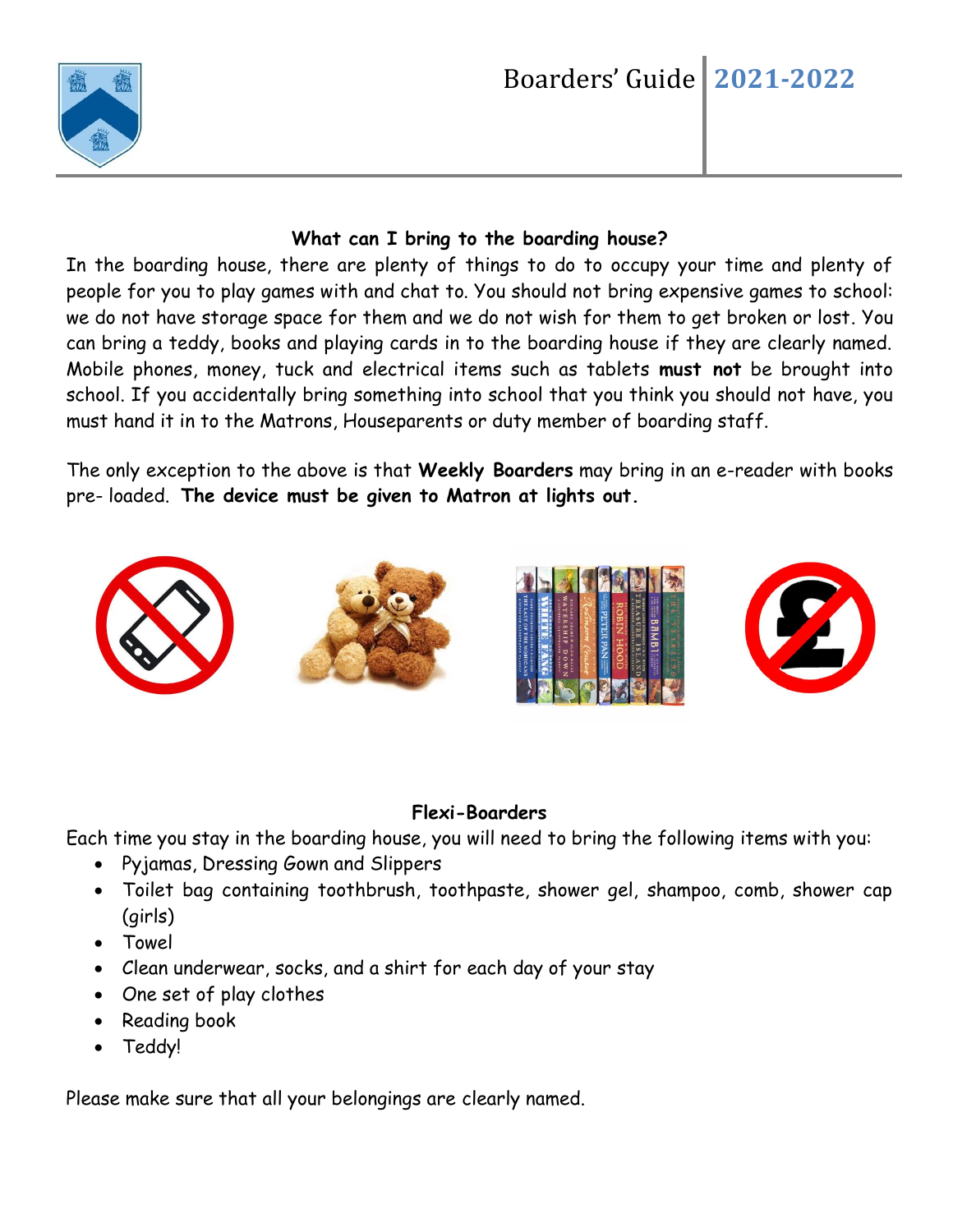### What can I bring to the boarding house?

In the boarding house, there are plenty of things to do to occupy your time and plenty of people for you to play games with and chat to. You should not bring expensive games to school: we do not have storage space for them and we do not wish for them to get broken or lost. You can bring a teddy, books and playing cards in to the boarding house if they are clearly named. Mobile phones, money, tuck and electrical items such as tablets **must not** be brought into school. If you accidentally bring something into school that you think you should not have, you must hand it in to the Matrons, Houseparents or duty member of boarding staff.

The only exception to the above is that **Weekly Boarders** may bring in an e-reader with books pre- loaded. **The device must be given to Matron at lights out.**

### Flexi-Boarders

Each time you stay in the boarding house, you will need to bring the following items with you:

- Pyjamas, Dressing Gown and Slippers
- Toilet bag containing toothbrush, toothpaste, shower gel, shampoo, comb, shower cap (girls)
- Towel
- Clean underwear, socks, and a shirt for each day of your stay
- One set of play clothes
- Reading book
- Teddy!

Please make sure that all your belongings are clearly named.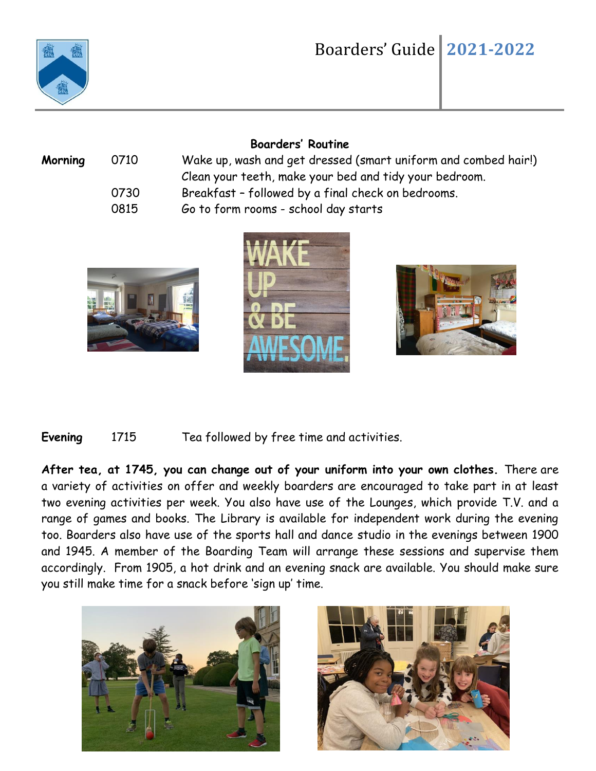## Boarders' Routine

| | | |
|---|---|---|
| **Morning** | 0710 | Wake up, wash and get dressed (smart uniform and combed hair!) Clean your teeth, make your bed and tidy your bedroom. |
| | 0730 | Breakfast – followed by a final check on bedrooms. |
| | 0815 | Go to form rooms - school day starts |

| | | |
|---|---|---|
| **Evening** | 1715 | Tea followed by free time and activities. |

**After tea, at 1745, you can change out of your uniform into your own clothes.** There are a variety of activities on offer and weekly boarders are encouraged to take part in at least two evening activities per week. You also have use of the Lounges, which provide T.V. and a range of games and books. The Library is available for independent work during the evening too. Boarders also have use of the sports hall and dance studio in the evenings between 1900 and 1945. A member of the Boarding Team will arrange these sessions and supervise them accordingly. From 1905, a hot drink and an evening snack are available. You should make sure you still make time for a snack before 'sign up' time.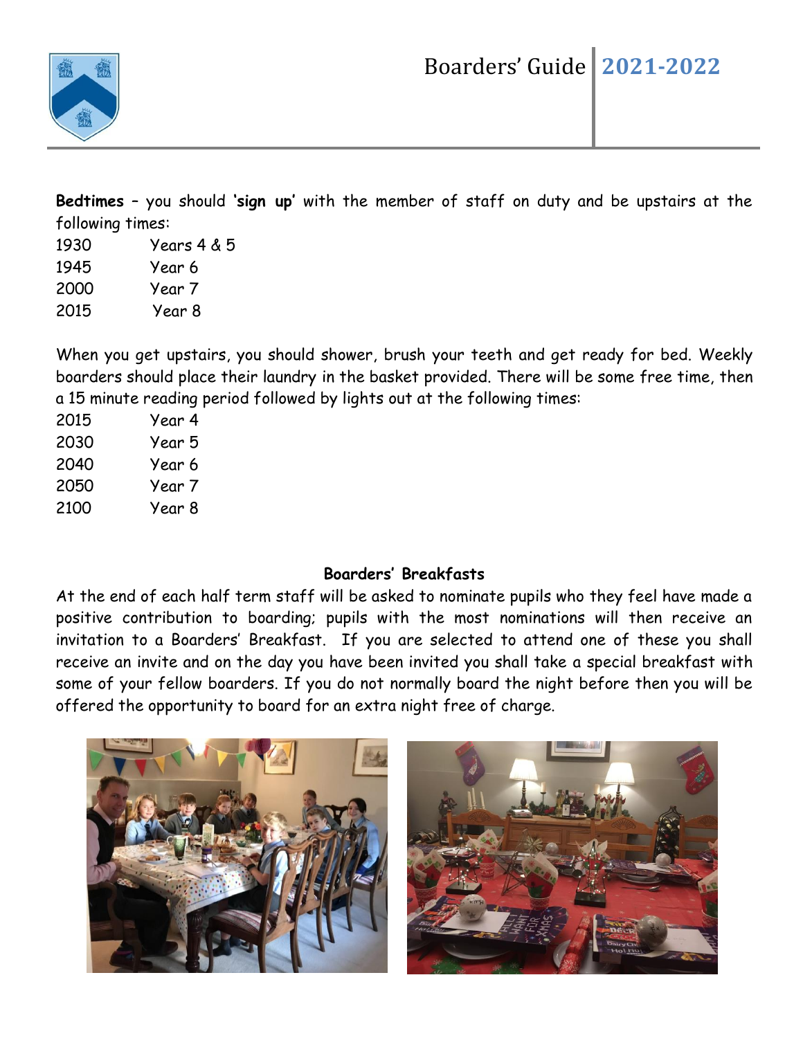**Bedtimes** – you should **'sign up'** with the member of staff on duty and be upstairs at the following times:

| | |
|---|---|
| 1930 | Years 4 & 5 |
| 1945 | Year 6 |
| 2000 | Year 7 |
| 2015 | Year 8 |

When you get upstairs, you should shower, brush your teeth and get ready for bed. Weekly boarders should place their laundry in the basket provided. There will be some free time, then a 15 minute reading period followed by lights out at the following times:

| | |
|---|---|
| 2015 | Year 4 |
| 2030 | Year 5 |
| 2040 | Year 6 |
| 2050 | Year 7 |
| 2100 | Year 8 |

**Boarders' Breakfasts**

At the end of each half term staff will be asked to nominate pupils who they feel have made a positive contribution to boarding; pupils with the most nominations will then receive an invitation to a Boarders' Breakfast. If you are selected to attend one of these you shall receive an invite and on the day you have been invited you shall take a special breakfast with some of your fellow boarders. If you do not normally board the night before then you will be offered the opportunity to board for an extra night free of charge.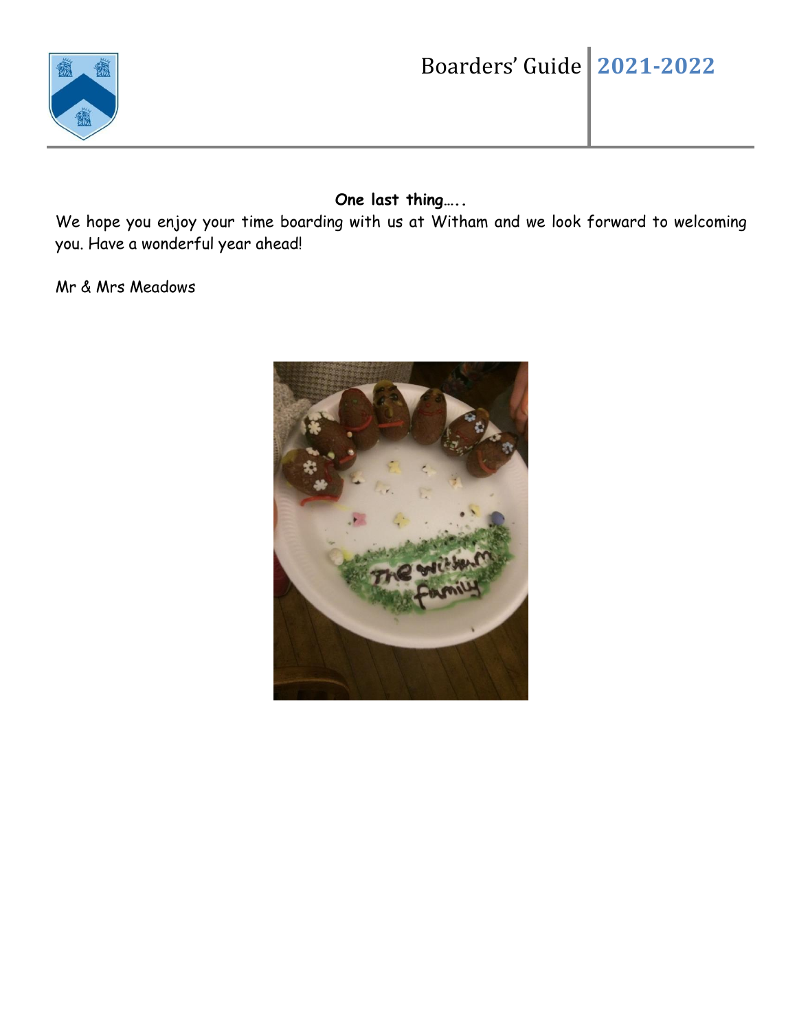**One last thing…..**

We hope you enjoy your time boarding with us at Witham and we look forward to welcoming you. Have a wonderful year ahead!

Mr & Mrs Meadows